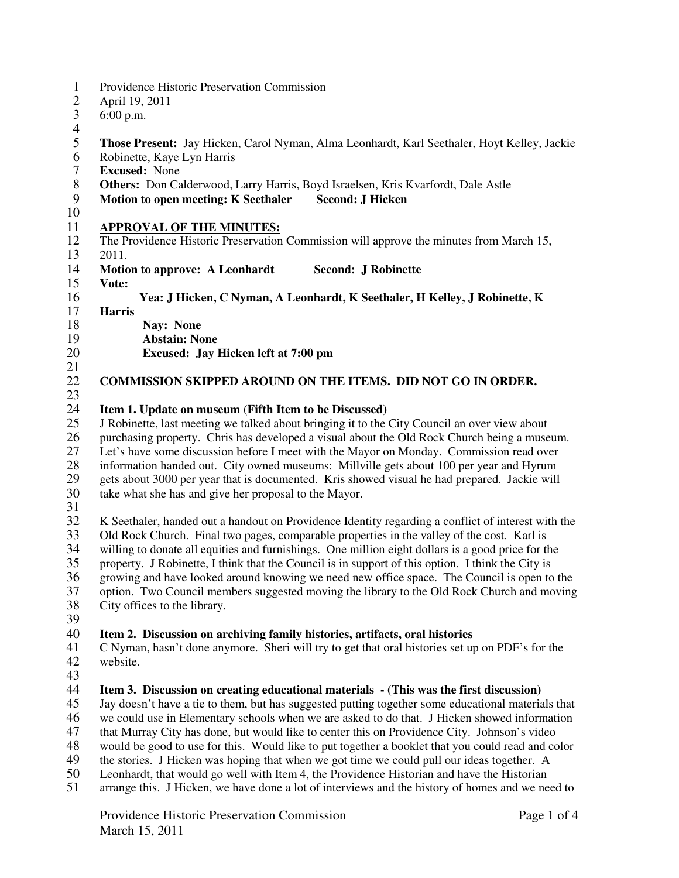Providence Historic Preservation Commission
April 19, 2011
6:00 p.m.

**Those Present:** Jay Hicken, Carol Nyman, Alma Leonhardt, Karl Seethaler, Hoyt Kelley, Jackie Robinette, Kaye Lyn Harris
**Excused:** None
**Others:** Don Calderwood, Larry Harris, Boyd Israelsen, Kris Kvarfordt, Dale Astle
**Motion to open meeting: K Seethaler Second: J Hicken**

## APPROVAL OF THE MINUTES:

The Providence Historic Preservation Commission will approve the minutes from March 15, 2011.
**Motion to approve: A Leonhardt Second: J Robinette**
**Vote:**
**Yea: J Hicken, C Nyman, A Leonhardt, K Seethaler, H Kelley, J Robinette, K Harris**
**Nay: None**
**Abstain: None**
**Excused: Jay Hicken left at 7:00 pm**

**COMMISSION SKIPPED AROUND ON THE ITEMS. DID NOT GO IN ORDER.**

**Item 1. Update on museum (Fifth Item to be Discussed)**
J Robinette, last meeting we talked about bringing it to the City Council an over view about purchasing property. Chris has developed a visual about the Old Rock Church being a museum. Let's have some discussion before I meet with the Mayor on Monday. Commission read over information handed out. City owned museums: Millville gets about 100 per year and Hyrum gets about 3000 per year that is documented. Kris showed visual he had prepared. Jackie will take what she has and give her proposal to the Mayor.

K Seethaler, handed out a handout on Providence Identity regarding a conflict of interest with the Old Rock Church. Final two pages, comparable properties in the valley of the cost. Karl is willing to donate all equities and furnishings. One million eight dollars is a good price for the property. J Robinette, I think that the Council is in support of this option. I think the City is growing and have looked around knowing we need new office space. The Council is open to the option. Two Council members suggested moving the library to the Old Rock Church and moving City offices to the library.

**Item 2. Discussion on archiving family histories, artifacts, oral histories**
C Nyman, hasn't done anymore. Sheri will try to get that oral histories set up on PDF's for the website.

**Item 3. Discussion on creating educational materials - (This was the first discussion)**
Jay doesn't have a tie to them, but has suggested putting together some educational materials that we could use in Elementary schools when we are asked to do that. J Hicken showed information that Murray City has done, but would like to center this on Providence City. Johnson's video would be good to use for this. Would like to put together a booklet that you could read and color the stories. J Hicken was hoping that when we got time we could pull our ideas together. A Leonhardt, that would go well with Item 4, the Providence Historian and have the Historian arrange this. J Hicken, we have done a lot of interviews and the history of homes and we need to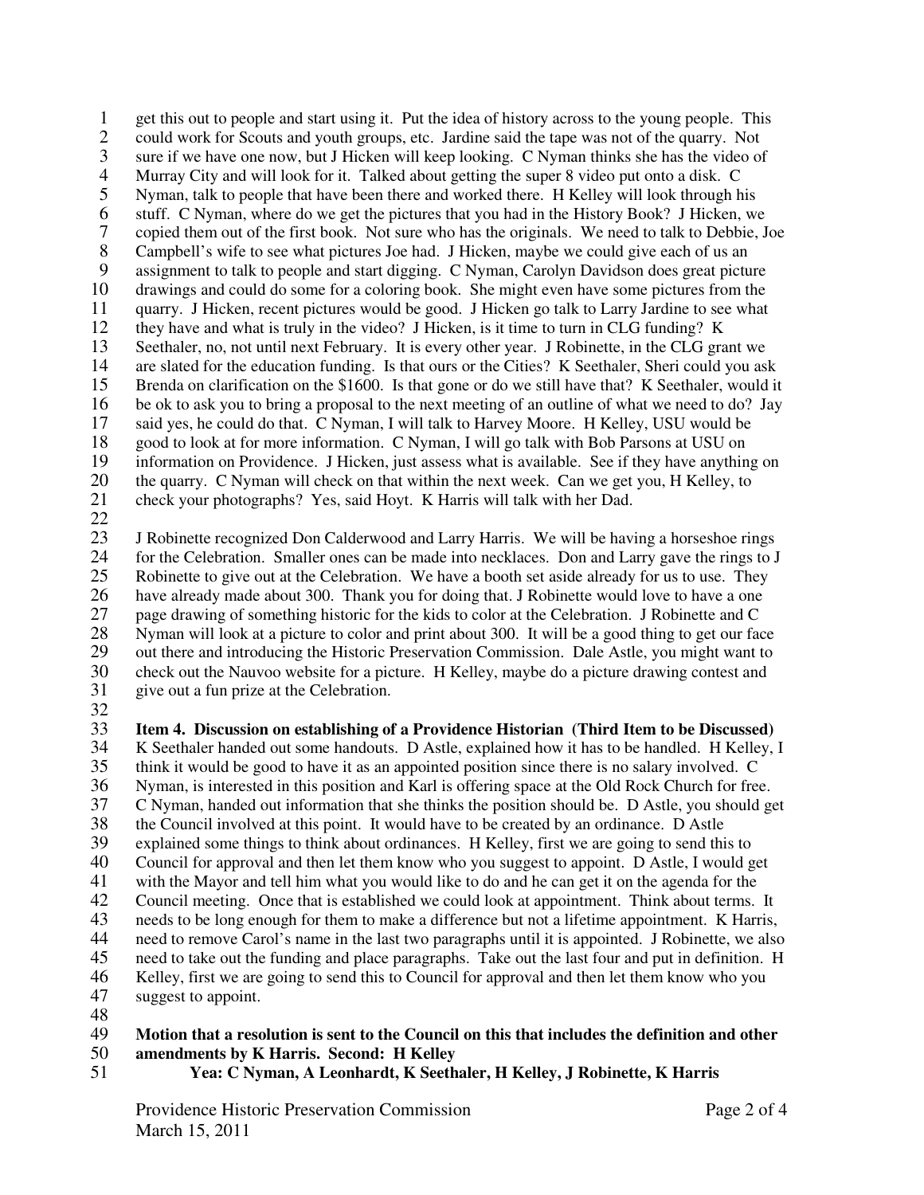get this out to people and start using it. Put the idea of history across to the young people. This could work for Scouts and youth groups, etc. Jardine said the tape was not of the quarry. Not sure if we have one now, but J Hicken will keep looking. C Nyman thinks she has the video of Murray City and will look for it. Talked about getting the super 8 video put onto a disk. C Nyman, talk to people that have been there and worked there. H Kelley will look through his stuff. C Nyman, where do we get the pictures that you had in the History Book? J Hicken, we copied them out of the first book. Not sure who has the originals. We need to talk to Debbie, Joe Campbell's wife to see what pictures Joe had. J Hicken, maybe we could give each of us an assignment to talk to people and start digging. C Nyman, Carolyn Davidson does great picture drawings and could do some for a coloring book. She might even have some pictures from the quarry. J Hicken, recent pictures would be good. J Hicken go talk to Larry Jardine to see what they have and what is truly in the video? J Hicken, is it time to turn in CLG funding? K Seethaler, no, not until next February. It is every other year. J Robinette, in the CLG grant we are slated for the education funding. Is that ours or the Cities? K Seethaler, Sheri could you ask Brenda on clarification on the $1600. Is that gone or do we still have that? K Seethaler, would it be ok to ask you to bring a proposal to the next meeting of an outline of what we need to do? Jay said yes, he could do that. C Nyman, I will talk to Harvey Moore. H Kelley, USU would be good to look at for more information. C Nyman, I will go talk with Bob Parsons at USU on information on Providence. J Hicken, just assess what is available. See if they have anything on the quarry. C Nyman will check on that within the next week. Can we get you, H Kelley, to check your photographs? Yes, said Hoyt. K Harris will talk with her Dad.

J Robinette recognized Don Calderwood and Larry Harris. We will be having a horseshoe rings for the Celebration. Smaller ones can be made into necklaces. Don and Larry gave the rings to J Robinette to give out at the Celebration. We have a booth set aside already for us to use. They have already made about 300. Thank you for doing that. J Robinette would love to have a one page drawing of something historic for the kids to color at the Celebration. J Robinette and C Nyman will look at a picture to color and print about 300. It will be a good thing to get our face out there and introducing the Historic Preservation Commission. Dale Astle, you might want to check out the Nauvoo website for a picture. H Kelley, maybe do a picture drawing contest and give out a fun prize at the Celebration.

**Item 4. Discussion on establishing of a Providence Historian (Third Item to be Discussed)**
K Seethaler handed out some handouts. D Astle, explained how it has to be handled. H Kelley, I think it would be good to have it as an appointed position since there is no salary involved. C Nyman, is interested in this position and Karl is offering space at the Old Rock Church for free. C Nyman, handed out information that she thinks the position should be. D Astle, you should get the Council involved at this point. It would have to be created by an ordinance. D Astle explained some things to think about ordinances. H Kelley, first we are going to send this to Council for approval and then let them know who you suggest to appoint. D Astle, I would get with the Mayor and tell him what you would like to do and he can get it on the agenda for the Council meeting. Once that is established we could look at appointment. Think about terms. It needs to be long enough for them to make a difference but not a lifetime appointment. K Harris, need to remove Carol's name in the last two paragraphs until it is appointed. J Robinette, we also need to take out the funding and place paragraphs. Take out the last four and put in definition. H Kelley, first we are going to send this to Council for approval and then let them know who you suggest to appoint.

**Motion that a resolution is sent to the Council on this that includes the definition and other amendments by K Harris. Second: H Kelley**

**Yea: C Nyman, A Leonhardt, K Seethaler, H Kelley, J Robinette, K Harris**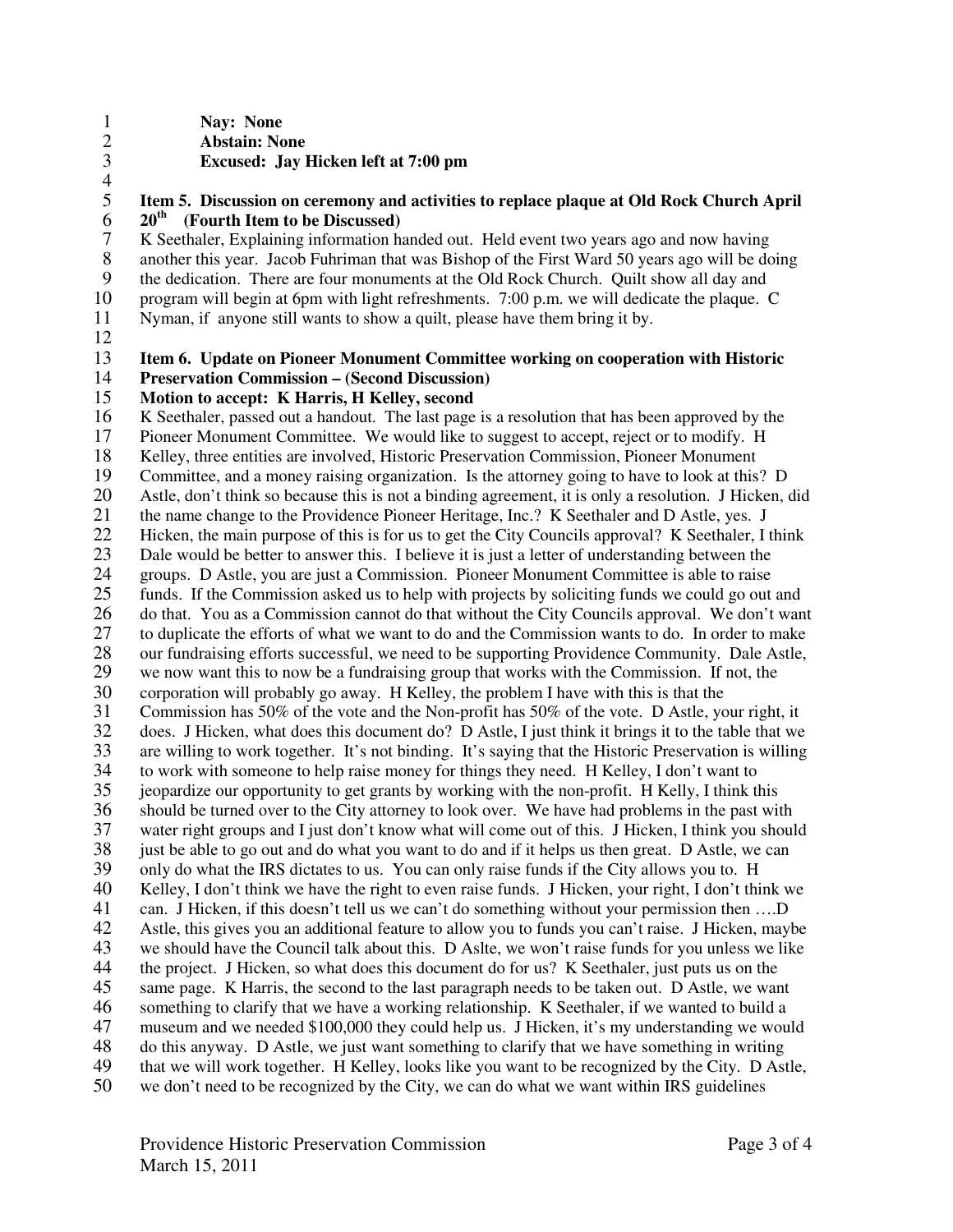**Nay: None**

**Abstain: None**

**Excused: Jay Hicken left at 7:00 pm**

**Item 5. Discussion on ceremony and activities to replace plaque at Old Rock Church April 20th (Fourth Item to be Discussed)**

K Seethaler, Explaining information handed out. Held event two years ago and now having another this year. Jacob Fuhriman that was Bishop of the First Ward 50 years ago will be doing the dedication. There are four monuments at the Old Rock Church. Quilt show all day and program will begin at 6pm with light refreshments. 7:00 p.m. we will dedicate the plaque. C Nyman, if anyone still wants to show a quilt, please have them bring it by.

**Item 6. Update on Pioneer Monument Committee working on cooperation with Historic Preservation Commission – (Second Discussion)**

**Motion to accept: K Harris, H Kelley, second**

K Seethaler, passed out a handout. The last page is a resolution that has been approved by the Pioneer Monument Committee. We would like to suggest to accept, reject or to modify. H Kelley, three entities are involved, Historic Preservation Commission, Pioneer Monument Committee, and a money raising organization. Is the attorney going to have to look at this? D Astle, don't think so because this is not a binding agreement, it is only a resolution. J Hicken, did the name change to the Providence Pioneer Heritage, Inc.? K Seethaler and D Astle, yes. J Hicken, the main purpose of this is for us to get the City Councils approval? K Seethaler, I think Dale would be better to answer this. I believe it is just a letter of understanding between the groups. D Astle, you are just a Commission. Pioneer Monument Committee is able to raise funds. If the Commission asked us to help with projects by soliciting funds we could go out and do that. You as a Commission cannot do that without the City Councils approval. We don't want to duplicate the efforts of what we want to do and the Commission wants to do. In order to make our fundraising efforts successful, we need to be supporting Providence Community. Dale Astle, we now want this to now be a fundraising group that works with the Commission. If not, the corporation will probably go away. H Kelley, the problem I have with this is that the Commission has 50% of the vote and the Non-profit has 50% of the vote. D Astle, your right, it does. J Hicken, what does this document do? D Astle, I just think it brings it to the table that we are willing to work together. It's not binding. It's saying that the Historic Preservation is willing to work with someone to help raise money for things they need. H Kelley, I don't want to jeopardize our opportunity to get grants by working with the non-profit. H Kelly, I think this should be turned over to the City attorney to look over. We have had problems in the past with water right groups and I just don't know what will come out of this. J Hicken, I think you should just be able to go out and do what you want to do and if it helps us then great. D Astle, we can only do what the IRS dictates to us. You can only raise funds if the City allows you to. H Kelley, I don't think we have the right to even raise funds. J Hicken, your right, I don't think we can. J Hicken, if this doesn't tell us we can't do something without your permission then ….D Astle, this gives you an additional feature to allow you to funds you can't raise. J Hicken, maybe we should have the Council talk about this. D Aslte, we won't raise funds for you unless we like the project. J Hicken, so what does this document do for us? K Seethaler, just puts us on the same page. K Harris, the second to the last paragraph needs to be taken out. D Astle, we want something to clarify that we have a working relationship. K Seethaler, if we wanted to build a museum and we needed $100,000 they could help us. J Hicken, it's my understanding we would do this anyway. D Astle, we just want something to clarify that we have something in writing that we will work together. H Kelley, looks like you want to be recognized by the City. D Astle, we don't need to be recognized by the City, we can do what we want within IRS guidelines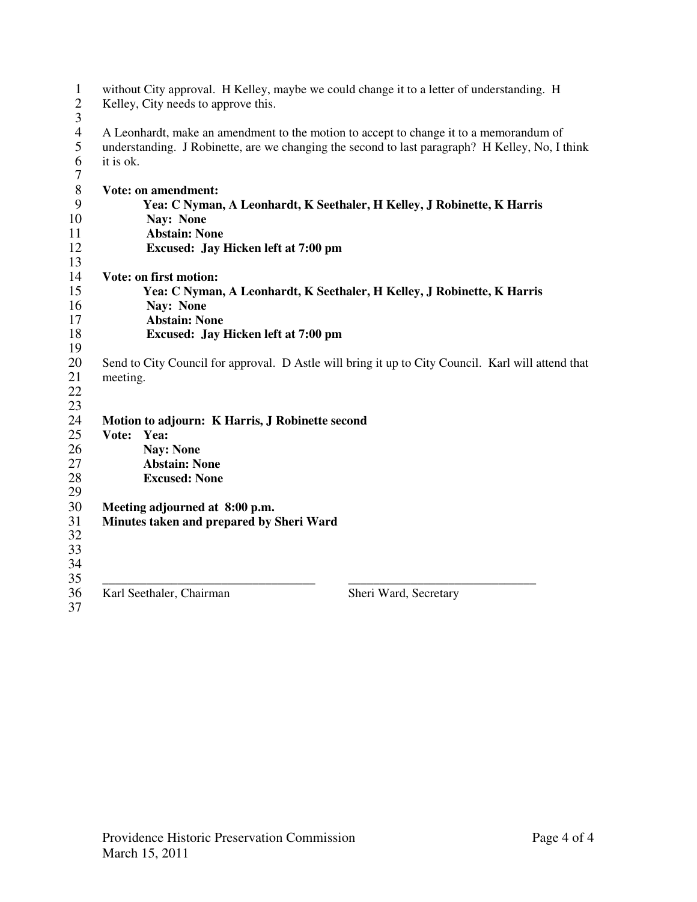without City approval. H Kelley, maybe we could change it to a letter of understanding. H Kelley, City needs to approve this.

A Leonhardt, make an amendment to the motion to accept to change it to a memorandum of understanding. J Robinette, are we changing the second to last paragraph? H Kelley, No, I think it is ok.

**Vote: on amendment:**
**Yea: C Nyman, A Leonhardt, K Seethaler, H Kelley, J Robinette, K Harris**
**Nay: None**
**Abstain: None**
**Excused: Jay Hicken left at 7:00 pm**

**Vote: on first motion:**
**Yea: C Nyman, A Leonhardt, K Seethaler, H Kelley, J Robinette, K Harris**
**Nay: None**
**Abstain: None**
**Excused: Jay Hicken left at 7:00 pm**

Send to City Council for approval. D Astle will bring it up to City Council. Karl will attend that meeting.

**Motion to adjourn: K Harris, J Robinette second**
**Vote: Yea:**
**Nay: None**
**Abstain: None**
**Excused: None**

**Meeting adjourned at 8:00 p.m.**
**Minutes taken and prepared by Sheri Ward**

\_\_\_\_\_\_\_\_\_\_\_\_\_\_\_\_\_\_\_\_\_\_\_\_\_\_\_\_\_\_\_\_\_\_ \_\_\_\_\_\_\_\_\_\_\_\_\_\_\_\_\_\_\_\_\_\_\_\_\_\_\_\_\_\_
Karl Seethaler, Chairman Sheri Ward, Secretary